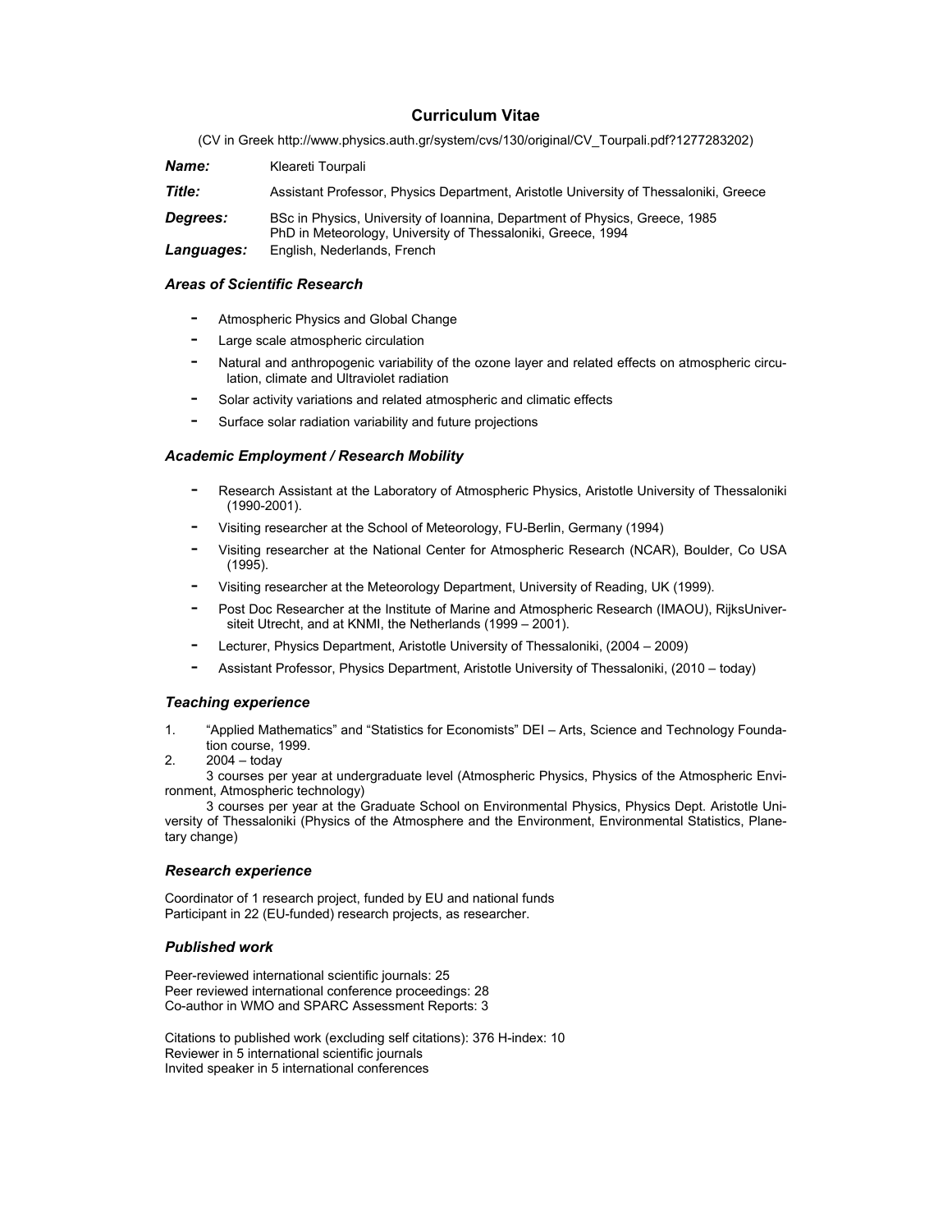# Curriculum Vitae

(CV in Greek http://www.physics.auth.gr/system/cvs/130/original/CV_Tourpali.pdf?1277283202)

| | |
|---|---|
| ***Name:*** | Kleareti Tourpali |
| ***Title:*** | Assistant Professor, Physics Department, Aristotle University of Thessaloniki, Greece |
| ***Degrees:*** | BSc in Physics, University of Ioannina, Department of Physics, Greece, 1985<br>PhD in Meteorology, University of Thessaloniki, Greece, 1994 |
| ***Languages:*** | English, Nederlands, French |

### *Areas of Scientific Research*

- Atmospheric Physics and Global Change
- Large scale atmospheric circulation
- Natural and anthropogenic variability of the ozone layer and related effects on atmospheric circulation, climate and Ultraviolet radiation
- Solar activity variations and related atmospheric and climatic effects
- Surface solar radiation variability and future projections

### *Academic Employment / Research Mobility*

- Research Assistant at the Laboratory of Atmospheric Physics, Aristotle University of Thessaloniki (1990-2001).
- Visiting researcher at the School of Meteorology, FU-Berlin, Germany (1994)
- Visiting researcher at the National Center for Atmospheric Research (NCAR), Boulder, Co USA (1995).
- Visiting researcher at the Meteorology Department, University of Reading, UK (1999).
- Post Doc Researcher at the Institute of Marine and Atmospheric Research (IMAOU), RijksUniversiteit Utrecht, and at KNMI, the Netherlands (1999 – 2001).
- Lecturer, Physics Department, Aristotle University of Thessaloniki, (2004 – 2009)
- Assistant Professor, Physics Department, Aristotle University of Thessaloniki, (2010 – today)

### *Teaching experience*

1. "Applied Mathematics" and "Statistics for Economists" DEI – Arts, Science and Technology Foundation course, 1999.
2. 2004 – today

3 courses per year at undergraduate level (Atmospheric Physics, Physics of the Atmospheric Environment, Atmospheric technology)

3 courses per year at the Graduate School on Environmental Physics, Physics Dept. Aristotle University of Thessaloniki (Physics of the Atmosphere and the Environment, Environmental Statistics, Planetary change)

### *Research experience*

Coordinator of 1 research project, funded by EU and national funds
Participant in 22 (EU-funded) research projects, as researcher.

### *Published work*

Peer-reviewed international scientific journals: 25
Peer reviewed international conference proceedings: 28
Co-author in WMO and SPARC Assessment Reports: 3

Citations to published work (excluding self citations): 376 H-index: 10
Reviewer in 5 international scientific journals
Invited speaker in 5 international conferences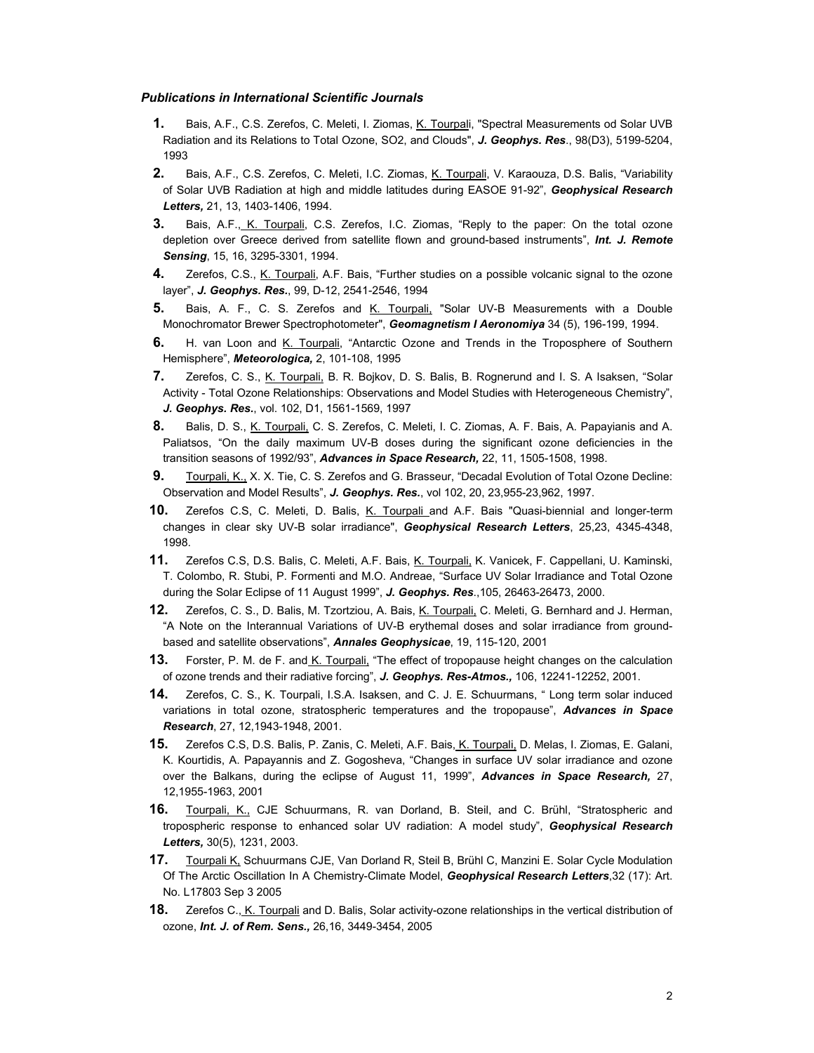### *Publications in International Scientific Journals*

1. Bais, A.F., C.S. Zerefos, C. Meleti, I. Ziomas, K. Tourpali, "Spectral Measurements od Solar UVB Radiation and its Relations to Total Ozone, SO2, and Clouds", ***J. Geophys. Res***., 98(D3), 5199-5204, 1993
2. Bais, A.F., C.S. Zerefos, C. Meleti, I.C. Ziomas, K. Tourpali, V. Karaouza, D.S. Balis, "Variability of Solar UVB Radiation at high and middle latitudes during EASOE 91-92", ***Geophysical Research Letters,*** 21, 13, 1403-1406, 1994.
3. Bais, A.F., K. Tourpali, C.S. Zerefos, I.C. Ziomas, "Reply to the paper: On the total ozone depletion over Greece derived from satellite flown and ground-based instruments", ***Int. J. Remote Sensing***, 15, 16, 3295-3301, 1994.
4. Zerefos, C.S., K. Tourpali, A.F. Bais, "Further studies on a possible volcanic signal to the ozone layer", ***J. Geophys. Res.***, 99, D-12, 2541-2546, 1994
5. Bais, A. F., C. S. Zerefos and K. Tourpali, "Solar UV-B Measurements with a Double Monochromator Brewer Spectrophotometer", ***Geomagnetism I Aeronomiya*** 34 (5), 196-199, 1994.
6. H. van Loon and K. Tourpali, "Antarctic Ozone and Trends in the Troposphere of Southern Hemisphere", ***Meteorologica,*** 2, 101-108, 1995
7. Zerefos, C. S., K. Tourpali, B. R. Bojkov, D. S. Balis, B. Rognerund and I. S. A Isaksen, "Solar Activity - Total Ozone Relationships: Observations and Model Studies with Heterogeneous Chemistry", ***J. Geophys. Res.***, vol. 102, D1, 1561-1569, 1997
8. Balis, D. S., K. Tourpali, C. S. Zerefos, C. Meleti, I. C. Ziomas, A. F. Bais, A. Papayianis and A. Paliatsos, "On the daily maximum UV-B doses during the significant ozone deficiencies in the transition seasons of 1992/93", ***Advances in Space Research,*** 22, 11, 1505-1508, 1998.
9. Tourpali, K., X. X. Tie, C. S. Zerefos and G. Brasseur, "Decadal Evolution of Total Ozone Decline: Observation and Model Results", ***J. Geophys. Res.***, vol 102, 20, 23,955-23,962, 1997.
10. Zerefos C.S, C. Meleti, D. Balis, K. Tourpali and A.F. Bais "Quasi-biennial and longer-term changes in clear sky UV-B solar irradiance", ***Geophysical Research Letters***, 25,23, 4345-4348, 1998.
11. Zerefos C.S, D.S. Balis, C. Meleti, A.F. Bais, K. Tourpali, K. Vanicek, F. Cappellani, U. Kaminski, T. Colombo, R. Stubi, P. Formenti and M.O. Andreae, "Surface UV Solar Irradiance and Total Ozone during the Solar Eclipse of 11 August 1999", ***J. Geophys. Res***.,105, 26463-26473, 2000.
12. Zerefos, C. S., D. Balis, M. Tzortziou, A. Bais, K. Tourpali, C. Meleti, G. Bernhard and J. Herman, "A Note on the Interannual Variations of UV-B erythemal doses and solar irradiance from ground-based and satellite observations", ***Annales Geophysicae***, 19, 115-120, 2001
13. Forster, P. M. de F. and K. Tourpali, "The effect of tropopause height changes on the calculation of ozone trends and their radiative forcing", ***J. Geophys. Res-Atmos.,*** 106, 12241-12252, 2001.
14. Zerefos, C. S., K. Tourpali, I.S.A. Isaksen, and C. J. E. Schuurmans, " Long term solar induced variations in total ozone, stratospheric temperatures and the tropopause", ***Advances in Space Research***, 27, 12,1943-1948, 2001.
15. Zerefos C.S, D.S. Balis, P. Zanis, C. Meleti, A.F. Bais, K. Tourpali, D. Melas, I. Ziomas, E. Galani, K. Kourtidis, A. Papayannis and Z. Gogosheva, "Changes in surface UV solar irradiance and ozone over the Balkans, during the eclipse of August 11, 1999", ***Advances in Space Research,*** 27, 12,1955-1963, 2001
16. Tourpali, K., CJE Schuurmans, R. van Dorland, B. Steil, and C. Brühl, "Stratospheric and tropospheric response to enhanced solar UV radiation: A model study", ***Geophysical Research Letters,*** 30(5), 1231, 2003.
17. Tourpali K, Schuurmans CJE, Van Dorland R, Steil B, Brühl C, Manzini E. Solar Cycle Modulation Of The Arctic Oscillation In A Chemistry-Climate Model, ***Geophysical Research Letters***,32 (17): Art. No. L17803 Sep 3 2005
18. Zerefos C., K. Tourpali and D. Balis, Solar activity-ozone relationships in the vertical distribution of ozone, ***Int. J. of Rem. Sens.,*** 26,16, 3449-3454, 2005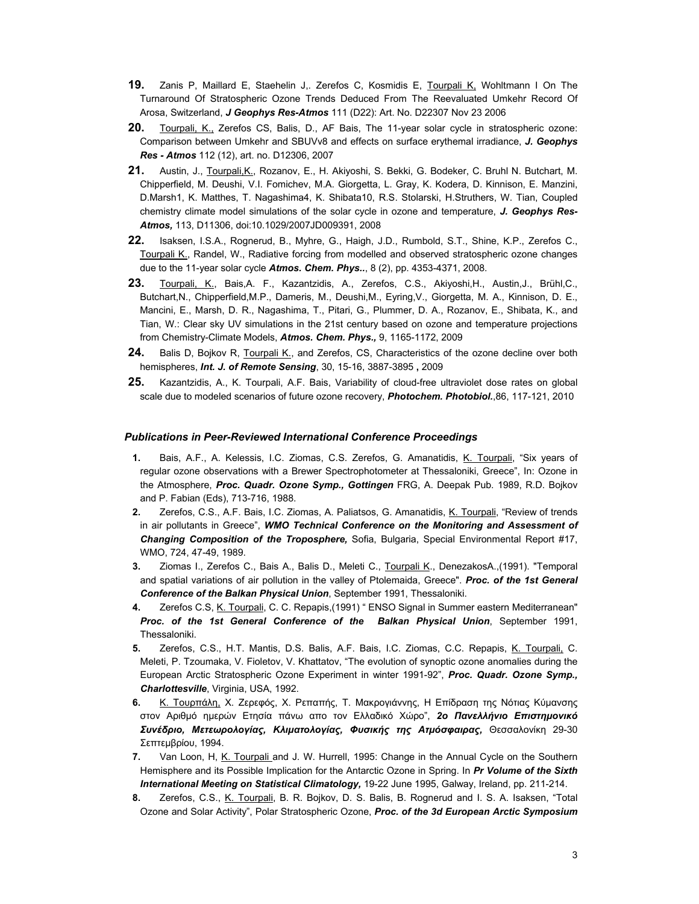**19.** Zanis P, Maillard E, Staehelin J,. Zerefos C, Kosmidis E, Tourpali K, Wohltmann I On The Turnaround Of Stratospheric Ozone Trends Deduced From The Reevaluated Umkehr Record Of Arosa, Switzerland, ***J Geophys Res-Atmos*** 111 (D22): Art. No. D22307 Nov 23 2006

**20.** Tourpali, K., Zerefos CS, Balis, D., AF Bais, The 11-year solar cycle in stratospheric ozone: Comparison between Umkehr and SBUVv8 and effects on surface erythemal irradiance, ***J. Geophys Res - Atmos*** 112 (12), art. no. D12306, 2007

**21.** Austin, J., Tourpali,K., Rozanov, E., H. Akiyoshi, S. Bekki, G. Bodeker, C. Bruhl N. Butchart, M. Chipperfield, M. Deushi, V.I. Fomichev, M.A. Giorgetta, L. Gray, K. Kodera, D. Kinnison, E. Manzini, D.Marsh1, K. Matthes, T. Nagashima4, K. Shibata10, R.S. Stolarski, H.Struthers, W. Tian, Coupled chemistry climate model simulations of the solar cycle in ozone and temperature, ***J. Geophys Res-Atmos,*** 113, D11306, doi:10.1029/2007JD009391, 2008

**22.** Isaksen, I.S.A., Rognerud, B., Myhre, G., Haigh, J.D., Rumbold, S.T., Shine, K.P., Zerefos C., Tourpali K., Randel, W., Radiative forcing from modelled and observed stratospheric ozone changes due to the 11-year solar cycle ***Atmos. Chem. Phys.***., 8 (2), pp. 4353-4371, 2008.

**23.** Tourpali, K., Bais,A. F., Kazantzidis, A., Zerefos, C.S., Akiyoshi,H., Austin,J., Brühl,C., Butchart,N., Chipperfield,M.P., Dameris, M., Deushi,M., Eyring,V., Giorgetta, M. A., Kinnison, D. E., Mancini, E., Marsh, D. R., Nagashima, T., Pitari, G., Plummer, D. A., Rozanov, E., Shibata, K., and Tian, W.: Clear sky UV simulations in the 21st century based on ozone and temperature projections from Chemistry-Climate Models, ***Atmos. Chem. Phys.,*** 9, 1165-1172, 2009

**24.** Balis D, Bojkov R, Tourpali K., and Zerefos, CS, Characteristics of the ozone decline over both hemispheres, ***Int. J. of Remote Sensing***, 30, 15-16, 3887-3895 **,** 2009

**25.** Kazantzidis, A., K. Tourpali, A.F. Bais, Variability of cloud-free ultraviolet dose rates on global scale due to modeled scenarios of future ozone recovery, ***Photochem. Photobiol.***,86, 117-121, 2010

### *Publications in Peer-Reviewed International Conference Proceedings*

1. Bais, A.F., A. Kelessis, I.C. Ziomas, C.S. Zerefos, G. Amanatidis, K. Tourpali, "Six years of regular ozone observations with a Brewer Spectrophotometer at Thessaloniki, Greece", In: Ozone in the Atmosphere, ***Proc. Quadr. Ozone Symp., Gottingen*** FRG, A. Deepak Pub. 1989, R.D. Bojkov and P. Fabian (Eds), 713-716, 1988.
2. Zerefos, C.S., A.F. Bais, I.C. Ziomas, A. Paliatsos, G. Amanatidis, K. Tourpali, "Review of trends in air pollutants in Greece", ***WMO Technical Conference on the Monitoring and Assessment of Changing Composition of the Troposphere,*** Sofia, Bulgaria, Special Environmental Report #17, WMO, 724, 47-49, 1989.
3. Ziomas I., Zerefos C., Bais A., Balis D., Meleti C., Tourpali K., DenezakosA.,(1991). "Temporal and spatial variations of air pollution in the valley of Ptolemaida, Greece". ***Proc. of the 1st General Conference of the Balkan Physical Union***, September 1991, Thessaloniki.
4. Zerefos C.S, K. Tourpali, C. C. Repapis,(1991) " ENSO Signal in Summer eastern Mediterranean" ***Proc. of the 1st General Conference of the Balkan Physical Union***, September 1991, Thessaloniki.
5. Zerefos, C.S., H.T. Mantis, D.S. Balis, A.F. Bais, I.C. Ziomas, C.C. Repapis, K. Tourpali, C. Meleti, P. Tzoumaka, V. Fioletov, V. Khattatov, "The evolution of synoptic ozone anomalies during the European Arctic Stratospheric Ozone Experiment in winter 1991-92", ***Proc. Quadr. Ozone Symp., Charlottesville***, Virginia, USA, 1992.
6. Κ. Τουρπάλη, Χ. Ζερεφός, Χ. Ρεπαπής, Τ. Μακρογιάννης, Η Επίδραση της Νότιας Κύμανσης στον Αριθμό ημερών Ετησία πάνω απο τον Ελλαδικό Χώρο", ***2ο Πανελλήνιο Επιστημονικό Συνέδριο, Μετεωρολογίας, Κλιματολογίας, Φυσικής της Ατμόσφαιρας,*** Θεσσαλονίκη 29-30 Σεπτεμβρίου, 1994.
7. Van Loon, H, K. Tourpali and J. W. Hurrell, 1995: Change in the Annual Cycle on the Southern Hemisphere and its Possible Implication for the Antarctic Ozone in Spring. In ***Pr Volume of the Sixth International Meeting on Statistical Climatology,*** 19-22 June 1995, Galway, Ireland, pp. 211-214.
8. Zerefos, C.S., K. Tourpali, B. R. Bojkov, D. S. Balis, B. Rognerud and I. S. A. Isaksen, "Total Ozone and Solar Activity", Polar Stratospheric Ozone, ***Proc. of the 3d European Arctic Symposium***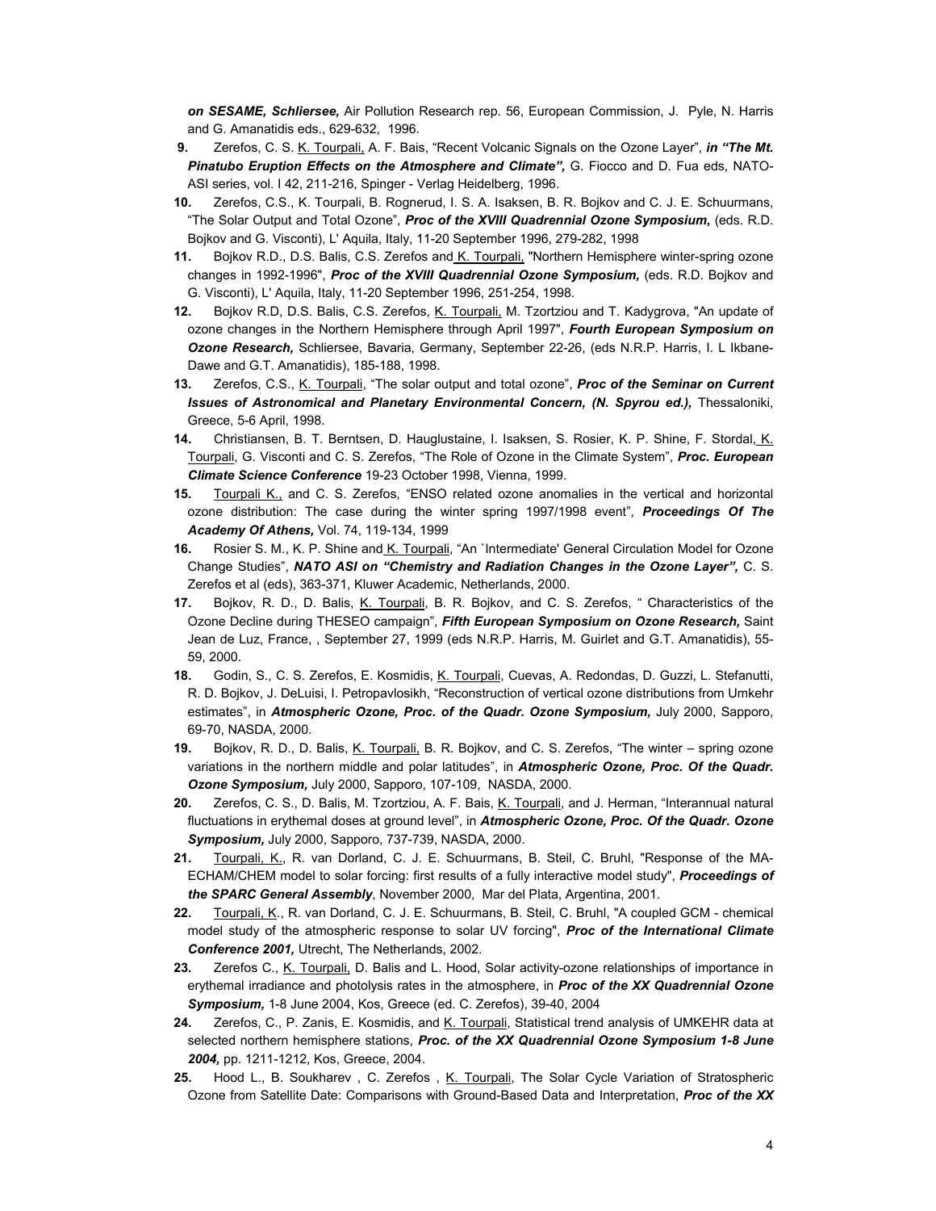***on SESAME, Schliersee,*** Air Pollution Research rep. 56, European Commission, J. Pyle, N. Harris and G. Amanatidis eds., 629-632, 1996.

**9.** Zerefos, C. S. K. Tourpali, A. F. Bais, "Recent Volcanic Signals on the Ozone Layer", ***in "The Mt. Pinatubo Eruption Effects on the Atmosphere and Climate",*** G. Fiocco and D. Fua eds, NATO-ASI series, vol. I 42, 211-216, Spinger - Verlag Heidelberg, 1996.

**10.** Zerefos, C.S., K. Tourpali, B. Rognerud, I. S. A. Isaksen, B. R. Bojkov and C. J. E. Schuurmans, "The Solar Output and Total Ozone", ***Proc of the XVIII Quadrennial Ozone Symposium,*** (eds. R.D. Bojkov and G. Visconti), L' Aquila, Italy, 11-20 September 1996, 279-282, 1998

**11.** Bojkov R.D., D.S. Balis, C.S. Zerefos and K. Tourpali, "Northern Hemisphere winter-spring ozone changes in 1992-1996", ***Proc of the XVIII Quadrennial Ozone Symposium,*** (eds. R.D. Bojkov and G. Visconti), L' Aquila, Italy, 11-20 September 1996, 251-254, 1998.

**12.** Bojkov R.D, D.S. Balis, C.S. Zerefos, K. Tourpali, M. Tzortziou and T. Kadygrova, "An update of ozone changes in the Northern Hemisphere through April 1997", ***Fourth European Symposium on Ozone Research,*** Schliersee, Bavaria, Germany, September 22-26, (eds N.R.P. Harris, I. L Ikbane-Dawe and G.T. Amanatidis), 185-188, 1998.

**13.** Zerefos, C.S., K. Tourpali, "The solar output and total ozone", ***Proc of the Seminar on Current Issues of Astronomical and Planetary Environmental Concern, (N. Spyrou ed.),*** Thessaloniki, Greece, 5-6 April, 1998.

**14.** Christiansen, B. T. Berntsen, D. Hauglustaine, I. Isaksen, S. Rosier, K. P. Shine, F. Stordal, K. Tourpali, G. Visconti and C. S. Zerefos, "The Role of Ozone in the Climate System", ***Proc. European Climate Science Conference*** 19-23 October 1998, Vienna, 1999.

**15.** Tourpali K., and C. S. Zerefos, "ENSO related ozone anomalies in the vertical and horizontal ozone distribution: The case during the winter spring 1997/1998 event", ***Proceedings Of The Academy Of Athens,*** Vol. 74, 119-134, 1999

**16.** Rosier S. M., K. P. Shine and K. Tourpali, "An `Intermediate' General Circulation Model for Ozone Change Studies", ***NATO ASI on "Chemistry and Radiation Changes in the Ozone Layer",*** C. S. Zerefos et al (eds), 363-371, Kluwer Academic, Netherlands, 2000.

**17.** Bojkov, R. D., D. Balis, K. Tourpali, B. R. Bojkov, and C. S. Zerefos, " Characteristics of the Ozone Decline during THESEO campaign", ***Fifth European Symposium on Ozone Research,*** Saint Jean de Luz, France, , September 27, 1999 (eds N.R.P. Harris, M. Guirlet and G.T. Amanatidis), 55-59, 2000.

**18.** Godin, S., C. S. Zerefos, E. Kosmidis, K. Tourpali, Cuevas, A. Redondas, D. Guzzi, L. Stefanutti, R. D. Bojkov, J. DeLuisi, I. Petropavlosikh, "Reconstruction of vertical ozone distributions from Umkehr estimates", in ***Atmospheric Ozone, Proc. of the Quadr. Ozone Symposium,*** July 2000, Sapporo, 69-70, NASDA, 2000.

**19.** Bojkov, R. D., D. Balis, K. Tourpali, B. R. Bojkov, and C. S. Zerefos, "The winter – spring ozone variations in the northern middle and polar latitudes", in ***Atmospheric Ozone, Proc. Of the Quadr. Ozone Symposium,*** July 2000, Sapporo, 107-109, NASDA, 2000.

**20.** Zerefos, C. S., D. Balis, M. Tzortziou, A. F. Bais, K. Tourpali, and J. Herman, "Interannual natural fluctuations in erythemal doses at ground level", in ***Atmospheric Ozone, Proc. Of the Quadr. Ozone Symposium,*** July 2000, Sapporo, 737-739, NASDA, 2000.

**21.** Tourpali, K., R. van Dorland, C. J. E. Schuurmans, B. Steil, C. Bruhl, "Response of the MA-ECHAM/CHEM model to solar forcing: first results of a fully interactive model study", ***Proceedings of the SPARC General Assembly***, November 2000, Mar del Plata, Argentina, 2001.

**22.** Tourpali, K., R. van Dorland, C. J. E. Schuurmans, B. Steil, C. Bruhl, "A coupled GCM - chemical model study of the atmospheric response to solar UV forcing", ***Proc of the International Climate Conference 2001,*** Utrecht, The Netherlands, 2002.

**23.** Zerefos C., K. Tourpali, D. Balis and L. Hood, Solar activity-ozone relationships of importance in erythemal irradiance and photolysis rates in the atmosphere, in ***Proc of the XX Quadrennial Ozone Symposium,*** 1-8 June 2004, Kos, Greece (ed. C. Zerefos), 39-40, 2004

**24.** Zerefos, C., P. Zanis, E. Kosmidis, and K. Tourpali, Statistical trend analysis of UMKEHR data at selected northern hemisphere stations, ***Proc. of the XX Quadrennial Ozone Symposium 1-8 June 2004,*** pp. 1211-1212, Kos, Greece, 2004.

**25.** Hood L., B. Soukharev , C. Zerefos , K. Tourpali, The Solar Cycle Variation of Stratospheric Ozone from Satellite Date: Comparisons with Ground-Based Data and Interpretation, ***Proc of the XX***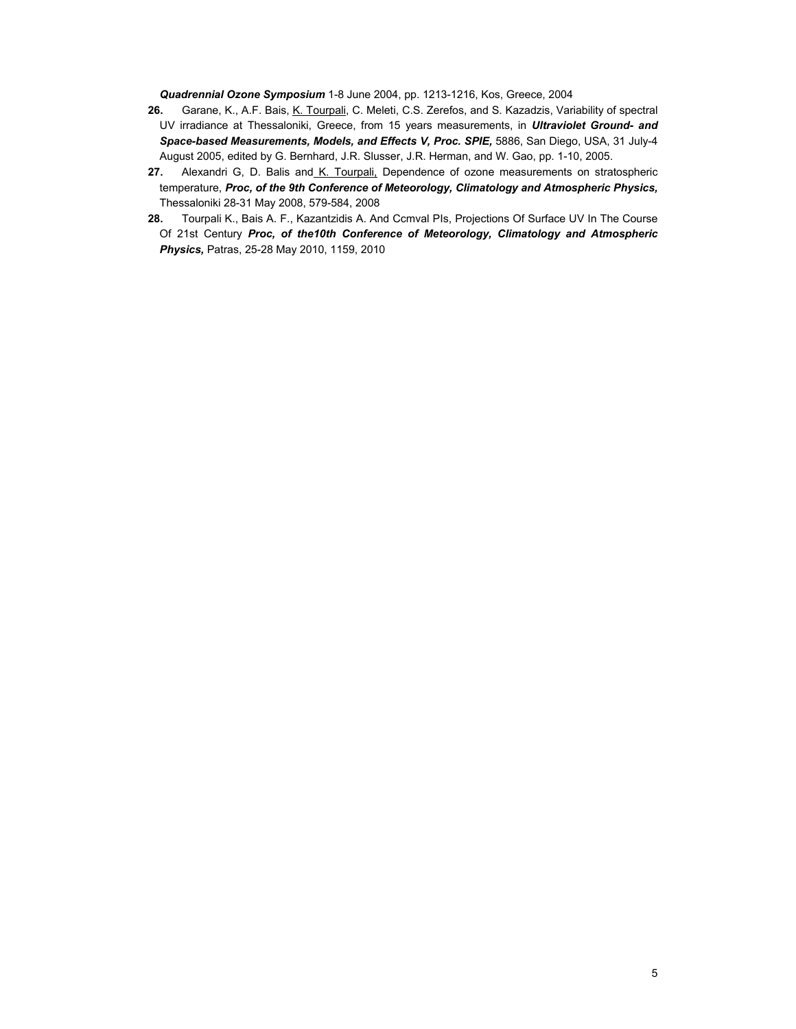***Quadrennial Ozone Symposium*** 1-8 June 2004, pp. 1213-1216, Kos, Greece, 2004

**26.** Garane, K., A.F. Bais, <u>K. Tourpali</u>, C. Meleti, C.S. Zerefos, and S. Kazadzis, Variability of spectral UV irradiance at Thessaloniki, Greece, from 15 years measurements, in ***Ultraviolet Ground- and Space-based Measurements, Models, and Effects V, Proc. SPIE,*** 5886, San Diego, USA, 31 July-4 August 2005, edited by G. Bernhard, J.R. Slusser, J.R. Herman, and W. Gao, pp. 1-10, 2005.

**27.** Alexandri G, D. Balis and <u>K. Tourpali,</u> Dependence of ozone measurements on stratospheric temperature, ***Proc, of the 9th Conference of Meteorology, Climatology and Atmospheric Physics,*** Thessaloniki 28-31 May 2008, 579-584, 2008

**28.** Tourpali K., Bais A. F., Kazantzidis A. And Ccmval PIs, Projections Of Surface UV In The Course Of 21st Century ***Proc, of the10th Conference of Meteorology, Climatology and Atmospheric Physics,*** Patras, 25-28 May 2010, 1159, 2010